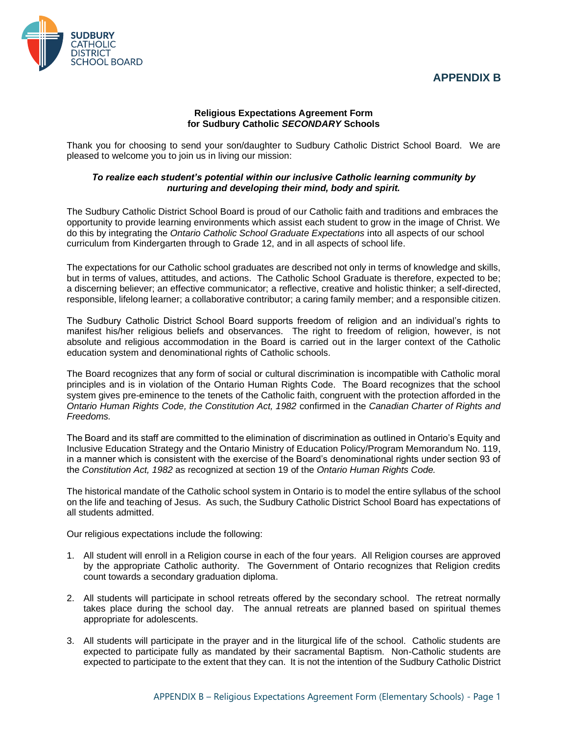SUDBURY CATHOLIC DISTRICT SCHOOL BOARD

## APPENDIX B

### Religious Expectations Agreement Form for Sudbury Catholic *SECONDARY* Schools

Thank you for choosing to send your son/daughter to Sudbury Catholic District School Board. We are pleased to welcome you to join us in living our mission:

***To realize each student's potential within our inclusive Catholic learning community by nurturing and developing their mind, body and spirit.***

The Sudbury Catholic District School Board is proud of our Catholic faith and traditions and embraces the opportunity to provide learning environments which assist each student to grow in the image of Christ. We do this by integrating the *Ontario Catholic School Graduate Expectations* into all aspects of our school curriculum from Kindergarten through to Grade 12, and in all aspects of school life.

The expectations for our Catholic school graduates are described not only in terms of knowledge and skills, but in terms of values, attitudes, and actions. The Catholic School Graduate is therefore, expected to be; a discerning believer; an effective communicator; a reflective, creative and holistic thinker; a self-directed, responsible, lifelong learner; a collaborative contributor; a caring family member; and a responsible citizen.

The Sudbury Catholic District School Board supports freedom of religion and an individual's rights to manifest his/her religious beliefs and observances. The right to freedom of religion, however, is not absolute and religious accommodation in the Board is carried out in the larger context of the Catholic education system and denominational rights of Catholic schools.

The Board recognizes that any form of social or cultural discrimination is incompatible with Catholic moral principles and is in violation of the Ontario Human Rights Code. The Board recognizes that the school system gives pre-eminence to the tenets of the Catholic faith, congruent with the protection afforded in the *Ontario Human Rights Code, the Constitution Act, 1982* confirmed in the *Canadian Charter of Rights and Freedoms.*

The Board and its staff are committed to the elimination of discrimination as outlined in Ontario's Equity and Inclusive Education Strategy and the Ontario Ministry of Education Policy/Program Memorandum No. 119, in a manner which is consistent with the exercise of the Board's denominational rights under section 93 of the *Constitution Act, 1982* as recognized at section 19 of the *Ontario Human Rights Code.*

The historical mandate of the Catholic school system in Ontario is to model the entire syllabus of the school on the life and teaching of Jesus. As such, the Sudbury Catholic District School Board has expectations of all students admitted.

Our religious expectations include the following:

1. All student will enroll in a Religion course in each of the four years. All Religion courses are approved by the appropriate Catholic authority. The Government of Ontario recognizes that Religion credits count towards a secondary graduation diploma.

2. All students will participate in school retreats offered by the secondary school. The retreat normally takes place during the school day. The annual retreats are planned based on spiritual themes appropriate for adolescents.

3. All students will participate in the prayer and in the liturgical life of the school. Catholic students are expected to participate fully as mandated by their sacramental Baptism. Non-Catholic students are expected to participate to the extent that they can. It is not the intention of the Sudbury Catholic District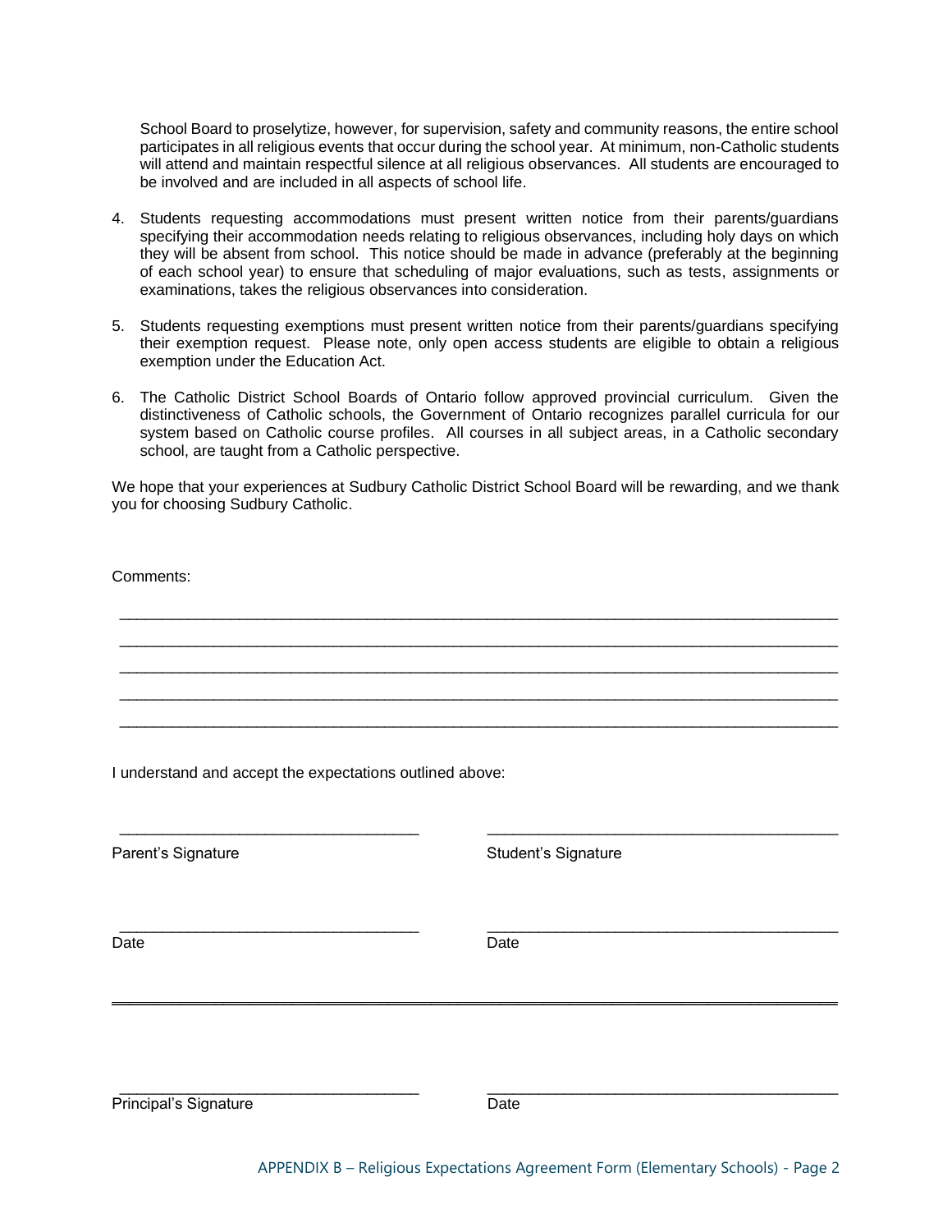School Board to proselytize, however, for supervision, safety and community reasons, the entire school participates in all religious events that occur during the school year. At minimum, non-Catholic students will attend and maintain respectful silence at all religious observances. All students are encouraged to be involved and are included in all aspects of school life.

4. Students requesting accommodations must present written notice from their parents/guardians specifying their accommodation needs relating to religious observances, including holy days on which they will be absent from school. This notice should be made in advance (preferably at the beginning of each school year) to ensure that scheduling of major evaluations, such as tests, assignments or examinations, takes the religious observances into consideration.

5. Students requesting exemptions must present written notice from their parents/guardians specifying their exemption request. Please note, only open access students are eligible to obtain a religious exemption under the Education Act.

6. The Catholic District School Boards of Ontario follow approved provincial curriculum. Given the distinctiveness of Catholic schools, the Government of Ontario recognizes parallel curricula for our system based on Catholic course profiles. All courses in all subject areas, in a Catholic secondary school, are taught from a Catholic perspective.

We hope that your experiences at Sudbury Catholic District School Board will be rewarding, and we thank you for choosing Sudbury Catholic.

Comments:

___________________________________________________________________________

___________________________________________________________________________

___________________________________________________________________________

___________________________________________________________________________

___________________________________________________________________________

I understand and accept the expectations outlined above:

| | |
|---|---|
| ______________________________ | ______________________________ |
| Parent's Signature | Student's Signature |
| ______________________________ | ______________________________ |
| Date | Date |

---

| | |
|---|---|
| ______________________________ | ______________________________ |
| Principal's Signature | Date |